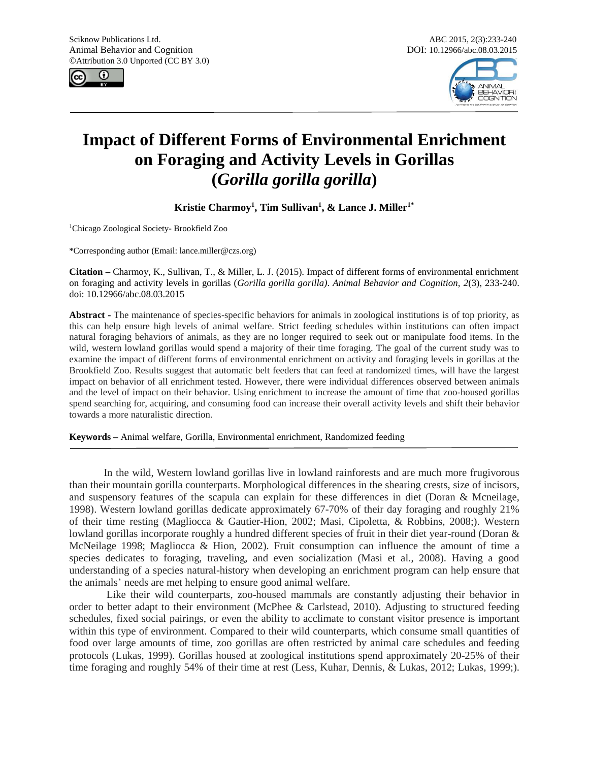# Impact of Different Forms of Environmental Enrichment on Foraging and Activity Levels in Gorillas (*Gorilla gorilla gorilla*)

**Kristie Charmoy[1], Tim Sullivan[1], & Lance J. Miller[1*]**

[1]Chicago Zoological Society- Brookfield Zoo

*Corresponding author (Email: lance.miller@czs.org)

**Citation –** Charmoy, K., Sullivan, T., & Miller, L. J. (2015). Impact of different forms of environmental enrichment on foraging and activity levels in gorillas (*Gorilla gorilla gorilla)*. *Animal Behavior and Cognition, 2*(3), 233-240. doi: 10.12966/abc.08.03.2015

**Abstract -** The maintenance of species-specific behaviors for animals in zoological institutions is of top priority, as this can help ensure high levels of animal welfare. Strict feeding schedules within institutions can often impact natural foraging behaviors of animals, as they are no longer required to seek out or manipulate food items. In the wild, western lowland gorillas would spend a majority of their time foraging. The goal of the current study was to examine the impact of different forms of environmental enrichment on activity and foraging levels in gorillas at the Brookfield Zoo. Results suggest that automatic belt feeders that can feed at randomized times, will have the largest impact on behavior of all enrichment tested. However, there were individual differences observed between animals and the level of impact on their behavior. Using enrichment to increase the amount of time that zoo-housed gorillas spend searching for, acquiring, and consuming food can increase their overall activity levels and shift their behavior towards a more naturalistic direction.

**Keywords –** Animal welfare, Gorilla, Environmental enrichment, Randomized feeding

In the wild, Western lowland gorillas live in lowland rainforests and are much more frugivorous than their mountain gorilla counterparts. Morphological differences in the shearing crests, size of incisors, and suspensory features of the scapula can explain for these differences in diet (Doran & Mcneilage, 1998). Western lowland gorillas dedicate approximately 67-70% of their day foraging and roughly 21% of their time resting (Magliocca & Gautier-Hion, 2002; Masi, Cipoletta, & Robbins, 2008;). Western lowland gorillas incorporate roughly a hundred different species of fruit in their diet year-round (Doran & McNeilage 1998; Magliocca & Hion, 2002). Fruit consumption can influence the amount of time a species dedicates to foraging, traveling, and even socialization (Masi et al., 2008). Having a good understanding of a species natural-history when developing an enrichment program can help ensure that the animals' needs are met helping to ensure good animal welfare.

Like their wild counterparts, zoo-housed mammals are constantly adjusting their behavior in order to better adapt to their environment (McPhee & Carlstead, 2010). Adjusting to structured feeding schedules, fixed social pairings, or even the ability to acclimate to constant visitor presence is important within this type of environment. Compared to their wild counterparts, which consume small quantities of food over large amounts of time, zoo gorillas are often restricted by animal care schedules and feeding protocols (Lukas, 1999). Gorillas housed at zoological institutions spend approximately 20-25% of their time foraging and roughly 54% of their time at rest (Less, Kuhar, Dennis, & Lukas, 2012; Lukas, 1999;).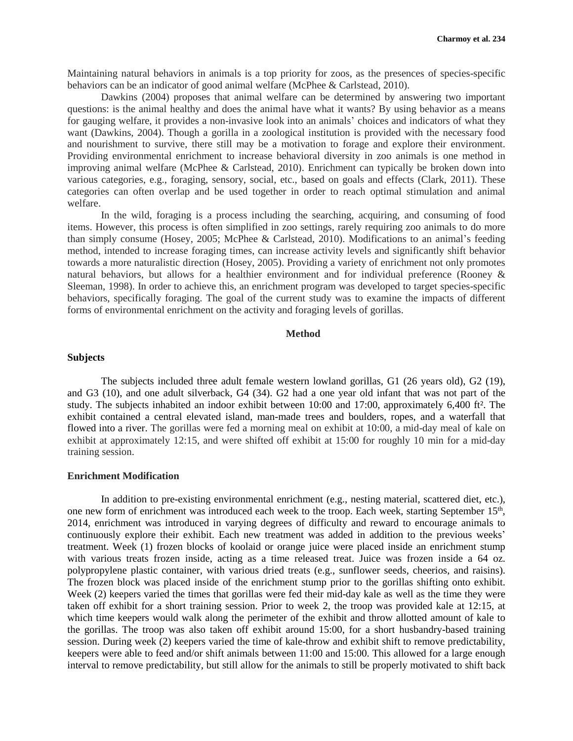Maintaining natural behaviors in animals is a top priority for zoos, as the presences of species-specific behaviors can be an indicator of good animal welfare (McPhee & Carlstead, 2010).

Dawkins (2004) proposes that animal welfare can be determined by answering two important questions: is the animal healthy and does the animal have what it wants? By using behavior as a means for gauging welfare, it provides a non-invasive look into an animals' choices and indicators of what they want (Dawkins, 2004). Though a gorilla in a zoological institution is provided with the necessary food and nourishment to survive, there still may be a motivation to forage and explore their environment. Providing environmental enrichment to increase behavioral diversity in zoo animals is one method in improving animal welfare (McPhee & Carlstead, 2010). Enrichment can typically be broken down into various categories, e.g., foraging, sensory, social, etc., based on goals and effects (Clark, 2011). These categories can often overlap and be used together in order to reach optimal stimulation and animal welfare.

In the wild, foraging is a process including the searching, acquiring, and consuming of food items. However, this process is often simplified in zoo settings, rarely requiring zoo animals to do more than simply consume (Hosey, 2005; McPhee & Carlstead, 2010). Modifications to an animal's feeding method, intended to increase foraging times, can increase activity levels and significantly shift behavior towards a more naturalistic direction (Hosey, 2005). Providing a variety of enrichment not only promotes natural behaviors, but allows for a healthier environment and for individual preference (Rooney & Sleeman, 1998). In order to achieve this, an enrichment program was developed to target species-specific behaviors, specifically foraging. The goal of the current study was to examine the impacts of different forms of environmental enrichment on the activity and foraging levels of gorillas.

## Method

### Subjects

The subjects included three adult female western lowland gorillas, G1 (26 years old), G2 (19), and G3 (10), and one adult silverback, G4 (34). G2 had a one year old infant that was not part of the study. The subjects inhabited an indoor exhibit between 10:00 and 17:00, approximately 6,400 ft². The exhibit contained a central elevated island, man-made trees and boulders, ropes, and a waterfall that flowed into a river. The gorillas were fed a morning meal on exhibit at 10:00, a mid-day meal of kale on exhibit at approximately 12:15, and were shifted off exhibit at 15:00 for roughly 10 min for a mid-day training session.

### Enrichment Modification

In addition to pre-existing environmental enrichment (e.g., nesting material, scattered diet, etc.), one new form of enrichment was introduced each week to the troop. Each week, starting September 15th, 2014, enrichment was introduced in varying degrees of difficulty and reward to encourage animals to continuously explore their exhibit. Each new treatment was added in addition to the previous weeks' treatment. Week (1) frozen blocks of koolaid or orange juice were placed inside an enrichment stump with various treats frozen inside, acting as a time released treat. Juice was frozen inside a 64 oz. polypropylene plastic container, with various dried treats (e.g., sunflower seeds, cheerios, and raisins). The frozen block was placed inside of the enrichment stump prior to the gorillas shifting onto exhibit. Week (2) keepers varied the times that gorillas were fed their mid-day kale as well as the time they were taken off exhibit for a short training session. Prior to week 2, the troop was provided kale at 12:15, at which time keepers would walk along the perimeter of the exhibit and throw allotted amount of kale to the gorillas. The troop was also taken off exhibit around 15:00, for a short husbandry-based training session. During week (2) keepers varied the time of kale-throw and exhibit shift to remove predictability, keepers were able to feed and/or shift animals between 11:00 and 15:00. This allowed for a large enough interval to remove predictability, but still allow for the animals to still be properly motivated to shift back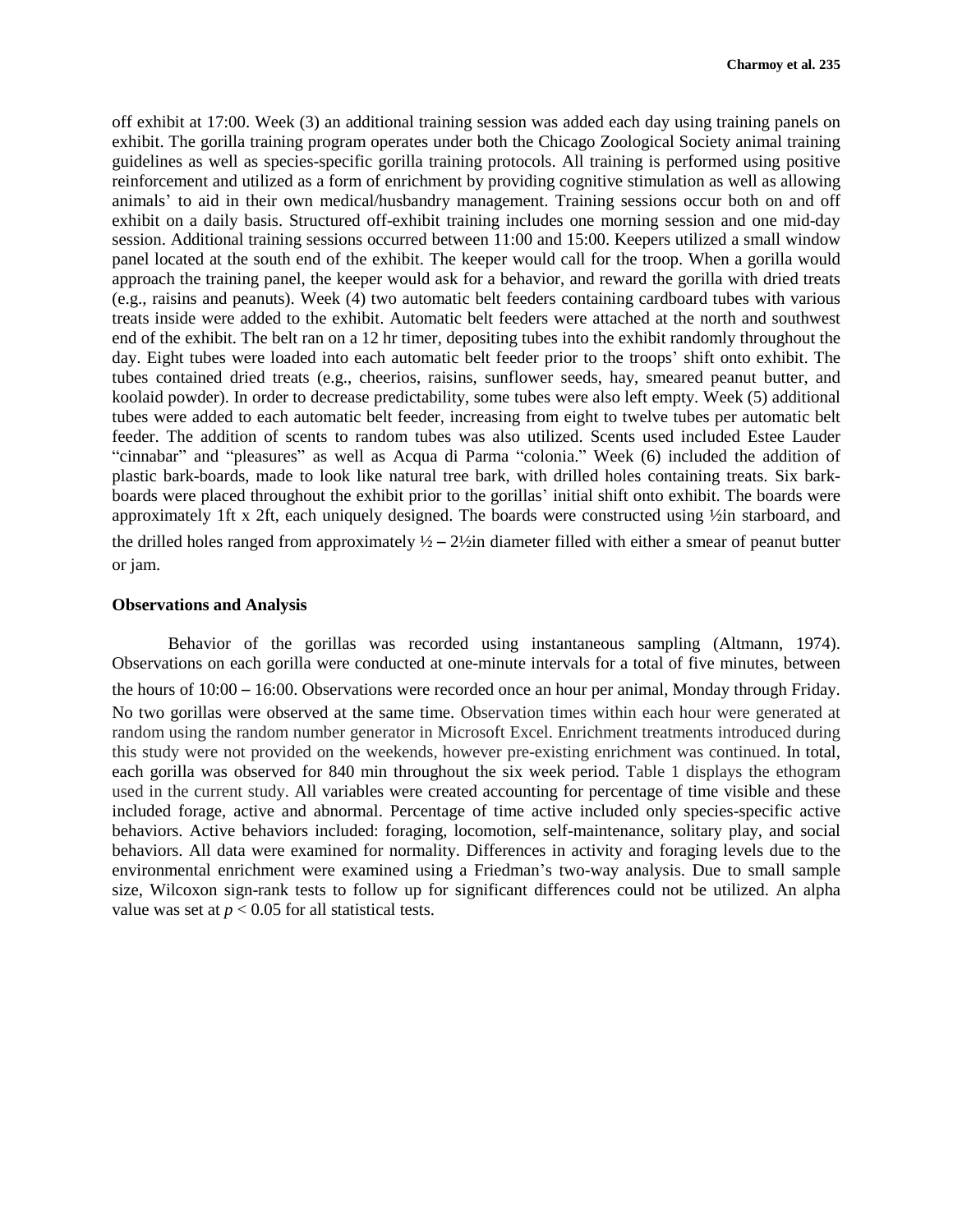off exhibit at 17:00. Week (3) an additional training session was added each day using training panels on exhibit. The gorilla training program operates under both the Chicago Zoological Society animal training guidelines as well as species-specific gorilla training protocols. All training is performed using positive reinforcement and utilized as a form of enrichment by providing cognitive stimulation as well as allowing animals' to aid in their own medical/husbandry management. Training sessions occur both on and off exhibit on a daily basis. Structured off-exhibit training includes one morning session and one mid-day session. Additional training sessions occurred between 11:00 and 15:00. Keepers utilized a small window panel located at the south end of the exhibit. The keeper would call for the troop. When a gorilla would approach the training panel, the keeper would ask for a behavior, and reward the gorilla with dried treats (e.g., raisins and peanuts). Week (4) two automatic belt feeders containing cardboard tubes with various treats inside were added to the exhibit. Automatic belt feeders were attached at the north and southwest end of the exhibit. The belt ran on a 12 hr timer, depositing tubes into the exhibit randomly throughout the day. Eight tubes were loaded into each automatic belt feeder prior to the troops' shift onto exhibit. The tubes contained dried treats (e.g., cheerios, raisins, sunflower seeds, hay, smeared peanut butter, and koolaid powder). In order to decrease predictability, some tubes were also left empty. Week (5) additional tubes were added to each automatic belt feeder, increasing from eight to twelve tubes per automatic belt feeder. The addition of scents to random tubes was also utilized. Scents used included Estee Lauder "cinnabar" and "pleasures" as well as Acqua di Parma "colonia." Week (6) included the addition of plastic bark-boards, made to look like natural tree bark, with drilled holes containing treats. Six bark-boards were placed throughout the exhibit prior to the gorillas' initial shift onto exhibit. The boards were approximately 1ft x 2ft, each uniquely designed. The boards were constructed using ½in starboard, and the drilled holes ranged from approximately ½ – 2½in diameter filled with either a smear of peanut butter or jam.

### Observations and Analysis

Behavior of the gorillas was recorded using instantaneous sampling (Altmann, 1974). Observations on each gorilla were conducted at one-minute intervals for a total of five minutes, between the hours of 10:00 – 16:00. Observations were recorded once an hour per animal, Monday through Friday. No two gorillas were observed at the same time. Observation times within each hour were generated at random using the random number generator in Microsoft Excel. Enrichment treatments introduced during this study were not provided on the weekends, however pre-existing enrichment was continued. In total, each gorilla was observed for 840 min throughout the six week period. Table 1 displays the ethogram used in the current study. All variables were created accounting for percentage of time visible and these included forage, active and abnormal. Percentage of time active included only species-specific active behaviors. Active behaviors included: foraging, locomotion, self-maintenance, solitary play, and social behaviors. All data were examined for normality. Differences in activity and foraging levels due to the environmental enrichment were examined using a Friedman's two-way analysis. Due to small sample size, Wilcoxon sign-rank tests to follow up for significant differences could not be utilized. An alpha value was set at $p < 0.05$ for all statistical tests.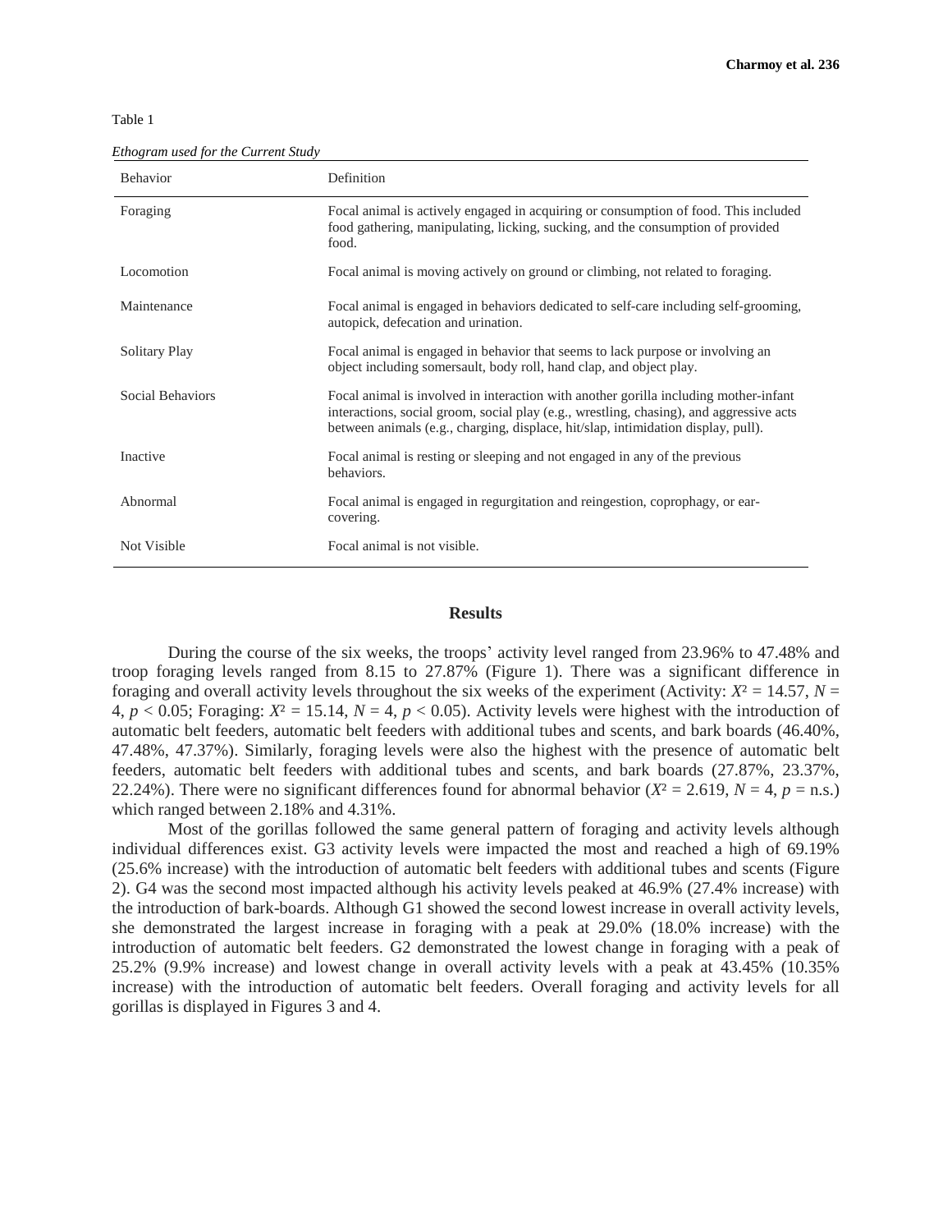Table 1

*Ethogram used for the Current Study*

| Behavior | Definition |
| --- | --- |
| Foraging | Focal animal is actively engaged in acquiring or consumption of food. This included food gathering, manipulating, licking, sucking, and the consumption of provided food. |
| Locomotion | Focal animal is moving actively on ground or climbing, not related to foraging. |
| Maintenance | Focal animal is engaged in behaviors dedicated to self-care including self-grooming, autopick, defecation and urination. |
| Solitary Play | Focal animal is engaged in behavior that seems to lack purpose or involving an object including somersault, body roll, hand clap, and object play. |
| Social Behaviors | Focal animal is involved in interaction with another gorilla including mother-infant interactions, social groom, social play (e.g., wrestling, chasing), and aggressive acts between animals (e.g., charging, displace, hit/slap, intimidation display, pull). |
| Inactive | Focal animal is resting or sleeping and not engaged in any of the previous behaviors. |
| Abnormal | Focal animal is engaged in regurgitation and reingestion, coprophagy, or ear-covering. |
| Not Visible | Focal animal is not visible. |

## Results

During the course of the six weeks, the troops' activity level ranged from 23.96% to 47.48% and troop foraging levels ranged from 8.15 to 27.87% (Figure 1). There was a significant difference in foraging and overall activity levels throughout the six weeks of the experiment (Activity: $X^2 = 14.57$, $N = 4$, $p < 0.05$; Foraging: $X^2 = 15.14$, $N = 4$, $p < 0.05$). Activity levels were highest with the introduction of automatic belt feeders, automatic belt feeders with additional tubes and scents, and bark boards (46.40%, 47.48%, 47.37%). Similarly, foraging levels were also the highest with the presence of automatic belt feeders, automatic belt feeders with additional tubes and scents, and bark boards (27.87%, 23.37%, 22.24%). There were no significant differences found for abnormal behavior ($X^2 = 2.619$, $N = 4$, $p =$ n.s.) which ranged between 2.18% and 4.31%.

Most of the gorillas followed the same general pattern of foraging and activity levels although individual differences exist. G3 activity levels were impacted the most and reached a high of 69.19% (25.6% increase) with the introduction of automatic belt feeders with additional tubes and scents (Figure 2). G4 was the second most impacted although his activity levels peaked at 46.9% (27.4% increase) with the introduction of bark-boards. Although G1 showed the second lowest increase in overall activity levels, she demonstrated the largest increase in foraging with a peak at 29.0% (18.0% increase) with the introduction of automatic belt feeders. G2 demonstrated the lowest change in foraging with a peak of 25.2% (9.9% increase) and lowest change in overall activity levels with a peak at 43.45% (10.35% increase) with the introduction of automatic belt feeders. Overall foraging and activity levels for all gorillas is displayed in Figures 3 and 4.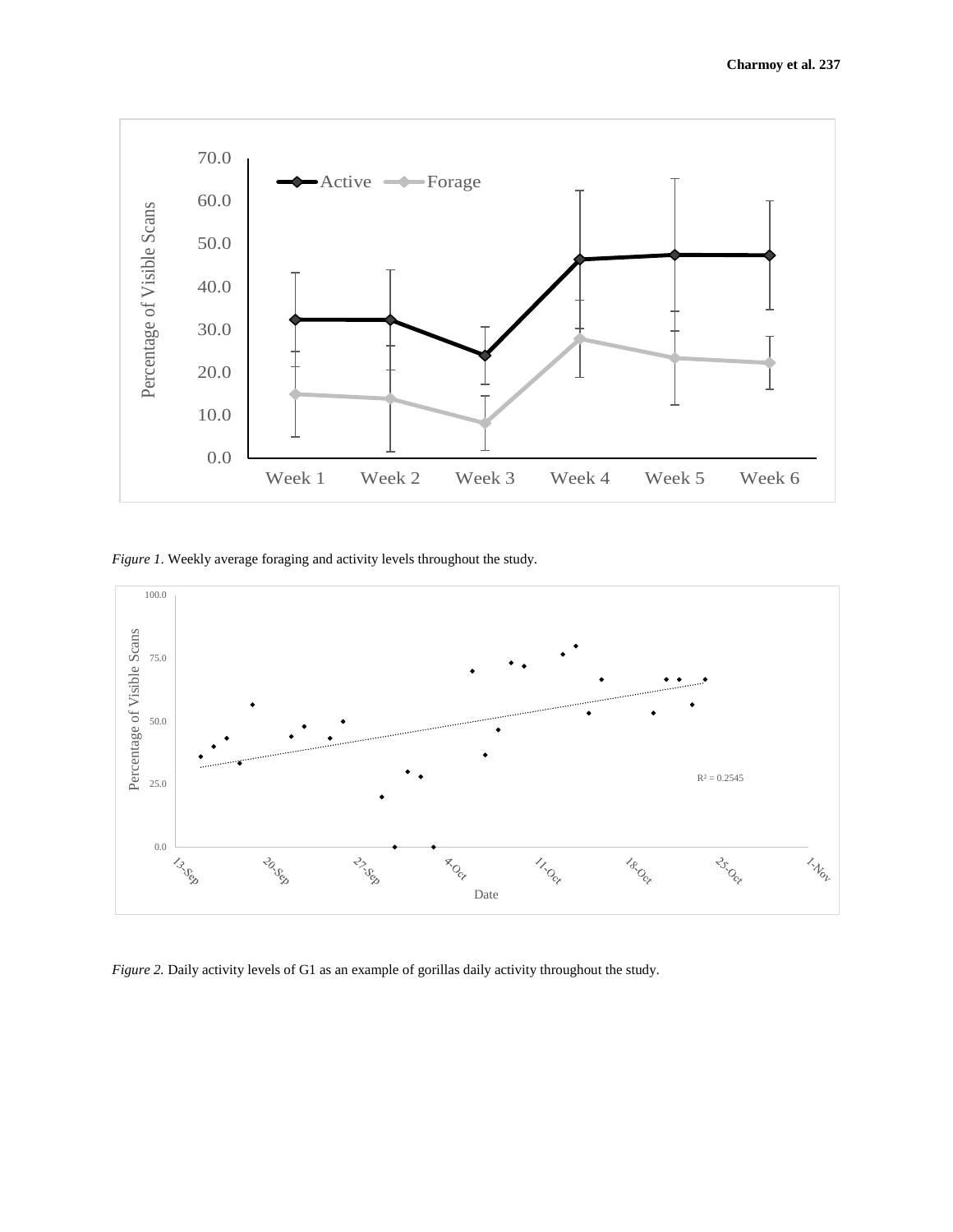*Figure 1*. Weekly average foraging and activity levels throughout the study.

*Figure 2.* Daily activity levels of G1 as an example of gorillas daily activity throughout the study.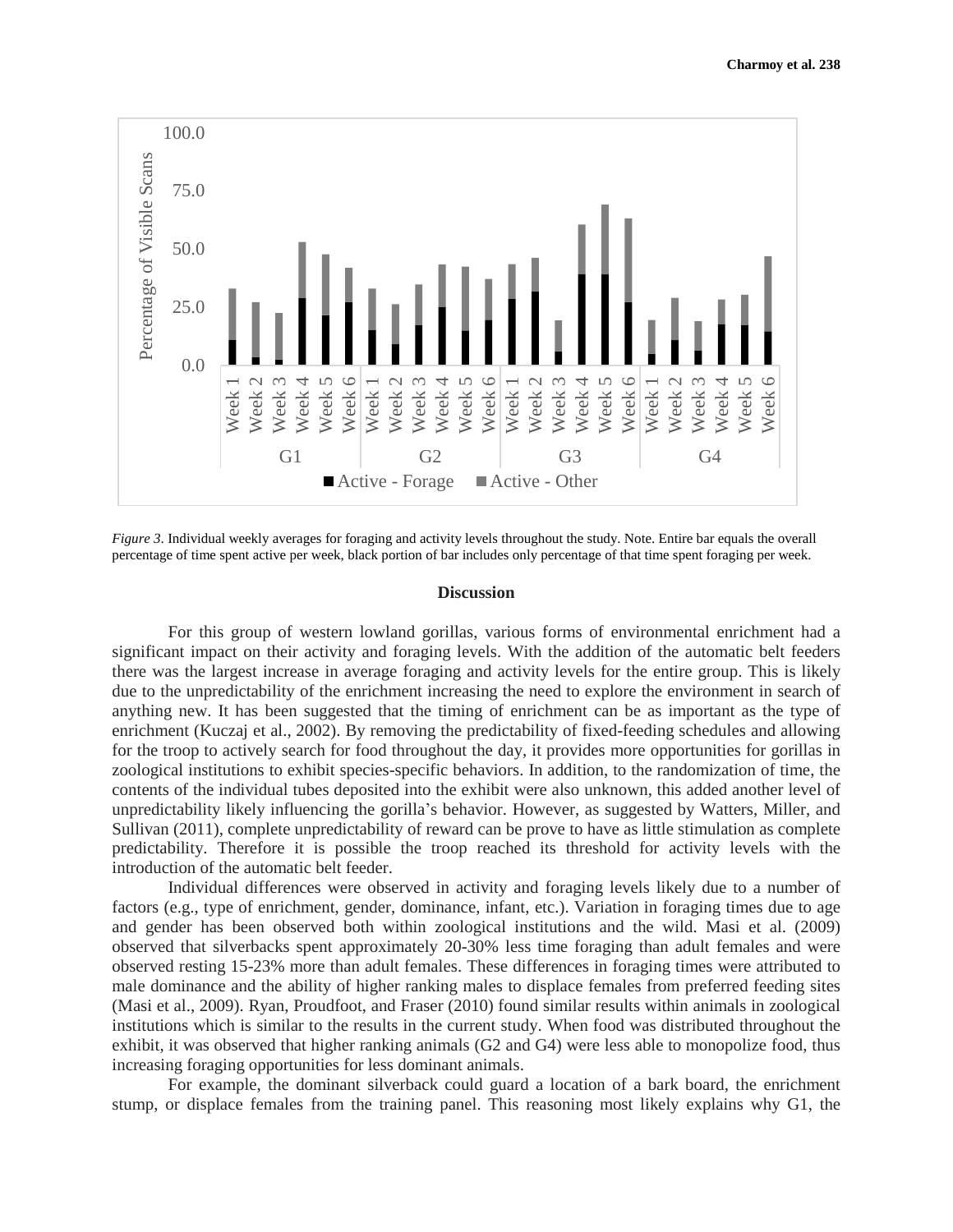*Figure 3*. Individual weekly averages for foraging and activity levels throughout the study. Note. Entire bar equals the overall percentage of time spent active per week, black portion of bar includes only percentage of that time spent foraging per week.

## Discussion

For this group of western lowland gorillas, various forms of environmental enrichment had a significant impact on their activity and foraging levels. With the addition of the automatic belt feeders there was the largest increase in average foraging and activity levels for the entire group. This is likely due to the unpredictability of the enrichment increasing the need to explore the environment in search of anything new. It has been suggested that the timing of enrichment can be as important as the type of enrichment (Kuczaj et al., 2002). By removing the predictability of fixed-feeding schedules and allowing for the troop to actively search for food throughout the day, it provides more opportunities for gorillas in zoological institutions to exhibit species-specific behaviors. In addition, to the randomization of time, the contents of the individual tubes deposited into the exhibit were also unknown, this added another level of unpredictability likely influencing the gorilla's behavior. However, as suggested by Watters, Miller, and Sullivan (2011), complete unpredictability of reward can be prove to have as little stimulation as complete predictability. Therefore it is possible the troop reached its threshold for activity levels with the introduction of the automatic belt feeder.

Individual differences were observed in activity and foraging levels likely due to a number of factors (e.g., type of enrichment, gender, dominance, infant, etc.). Variation in foraging times due to age and gender has been observed both within zoological institutions and the wild. Masi et al. (2009) observed that silverbacks spent approximately 20-30% less time foraging than adult females and were observed resting 15-23% more than adult females. These differences in foraging times were attributed to male dominance and the ability of higher ranking males to displace females from preferred feeding sites (Masi et al., 2009). Ryan, Proudfoot, and Fraser (2010) found similar results within animals in zoological institutions which is similar to the results in the current study. When food was distributed throughout the exhibit, it was observed that higher ranking animals (G2 and G4) were less able to monopolize food, thus increasing foraging opportunities for less dominant animals.

For example, the dominant silverback could guard a location of a bark board, the enrichment stump, or displace females from the training panel. This reasoning most likely explains why G1, the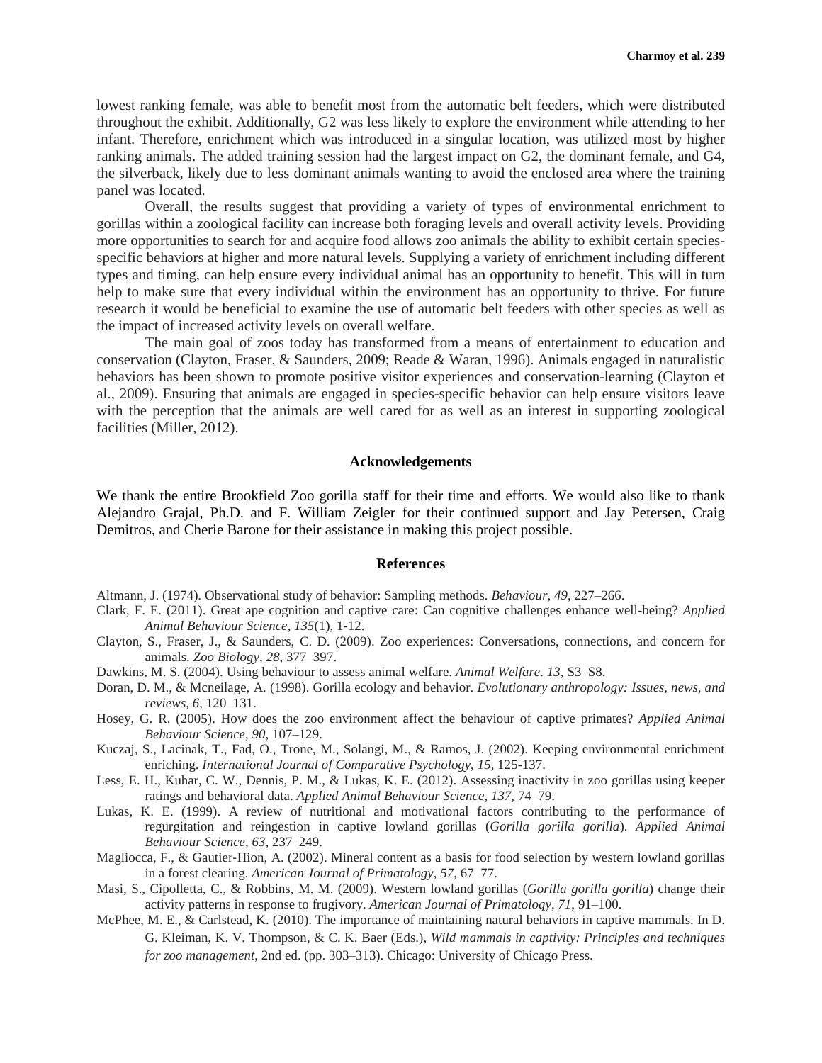lowest ranking female, was able to benefit most from the automatic belt feeders, which were distributed throughout the exhibit. Additionally, G2 was less likely to explore the environment while attending to her infant. Therefore, enrichment which was introduced in a singular location, was utilized most by higher ranking animals. The added training session had the largest impact on G2, the dominant female, and G4, the silverback, likely due to less dominant animals wanting to avoid the enclosed area where the training panel was located.

Overall, the results suggest that providing a variety of types of environmental enrichment to gorillas within a zoological facility can increase both foraging levels and overall activity levels. Providing more opportunities to search for and acquire food allows zoo animals the ability to exhibit certain species-specific behaviors at higher and more natural levels. Supplying a variety of enrichment including different types and timing, can help ensure every individual animal has an opportunity to benefit. This will in turn help to make sure that every individual within the environment has an opportunity to thrive. For future research it would be beneficial to examine the use of automatic belt feeders with other species as well as the impact of increased activity levels on overall welfare.

The main goal of zoos today has transformed from a means of entertainment to education and conservation (Clayton, Fraser, & Saunders, 2009; Reade & Waran, 1996). Animals engaged in naturalistic behaviors has been shown to promote positive visitor experiences and conservation-learning (Clayton et al., 2009). Ensuring that animals are engaged in species-specific behavior can help ensure visitors leave with the perception that the animals are well cared for as well as an interest in supporting zoological facilities (Miller, 2012).

## Acknowledgements

We thank the entire Brookfield Zoo gorilla staff for their time and efforts. We would also like to thank Alejandro Grajal, Ph.D. and F. William Zeigler for their continued support and Jay Petersen, Craig Demitros, and Cherie Barone for their assistance in making this project possible.

## References

Altmann, J. (1974). Observational study of behavior: Sampling methods. *Behaviour*, *49*, 227–266.

Clark, F. E. (2011). Great ape cognition and captive care: Can cognitive challenges enhance well-being? *Applied Animal Behaviour Science*, *135*(1), 1-12.

Clayton, S., Fraser, J., & Saunders, C. D. (2009). Zoo experiences: Conversations, connections, and concern for animals. *Zoo Biology*, *28*, 377–397.

Dawkins, M. S. (2004). Using behaviour to assess animal welfare. *Animal Welfare*. *13*, S3–S8.

Doran, D. M., & Mcneilage, A. (1998). Gorilla ecology and behavior. *Evolutionary anthropology: Issues, news, and reviews*, *6*, 120–131.

Hosey, G. R. (2005). How does the zoo environment affect the behaviour of captive primates? *Applied Animal Behaviour Science*, *90*, 107–129.

Kuczaj, S., Lacinak, T., Fad, O., Trone, M., Solangi, M., & Ramos, J. (2002). Keeping environmental enrichment enriching. *International Journal of Comparative Psychology*, *15*, 125-137.

Less, E. H., Kuhar, C. W., Dennis, P. M., & Lukas, K. E. (2012). Assessing inactivity in zoo gorillas using keeper ratings and behavioral data. *Applied Animal Behaviour Science*, *137*, 74–79.

Lukas, K. E. (1999). A review of nutritional and motivational factors contributing to the performance of regurgitation and reingestion in captive lowland gorillas (*Gorilla gorilla gorilla*). *Applied Animal Behaviour Science*, *63*, 237–249.

Magliocca, F., & Gautier-Hion, A. (2002). Mineral content as a basis for food selection by western lowland gorillas in a forest clearing. *American Journal of Primatology*, *57*, 67–77.

Masi, S., Cipolletta, C., & Robbins, M. M. (2009). Western lowland gorillas (*Gorilla gorilla gorilla*) change their activity patterns in response to frugivory. *American Journal of Primatology*, *71*, 91–100.

McPhee, M. E., & Carlstead, K. (2010). The importance of maintaining natural behaviors in captive mammals. In D. G. Kleiman, K. V. Thompson, & C. K. Baer (Eds.), *Wild mammals in captivity: Principles and techniques for zoo management*, 2nd ed. (pp. 303–313). Chicago: University of Chicago Press.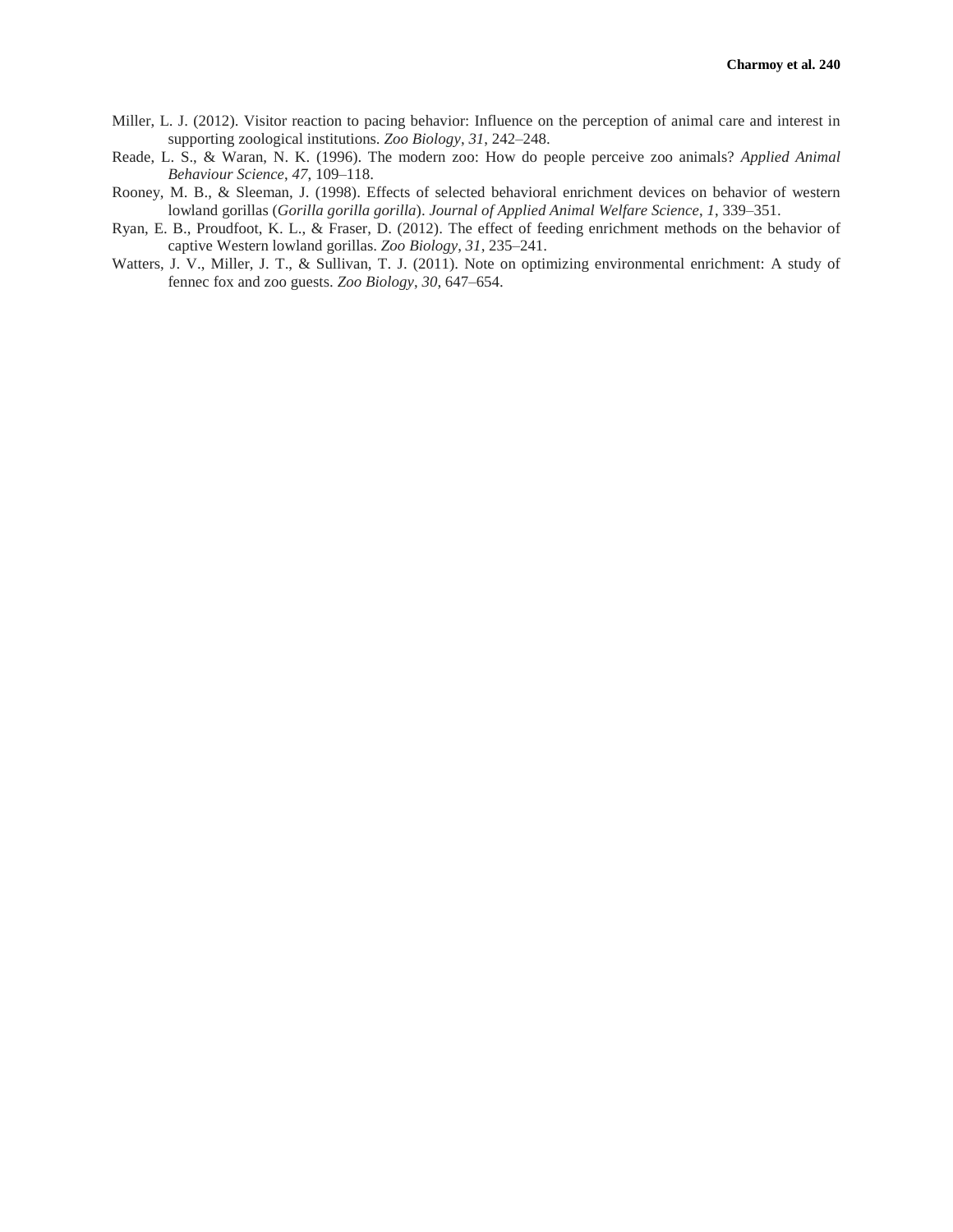Miller, L. J. (2012). Visitor reaction to pacing behavior: Influence on the perception of animal care and interest in supporting zoological institutions. *Zoo Biology*, *31*, 242–248.

Reade, L. S., & Waran, N. K. (1996). The modern zoo: How do people perceive zoo animals? *Applied Animal Behaviour Science*, *47*, 109–118.

Rooney, M. B., & Sleeman, J. (1998). Effects of selected behavioral enrichment devices on behavior of western lowland gorillas (*Gorilla gorilla gorilla*). *Journal of Applied Animal Welfare Science*, *1*, 339–351.

Ryan, E. B., Proudfoot, K. L., & Fraser, D. (2012). The effect of feeding enrichment methods on the behavior of captive Western lowland gorillas. *Zoo Biology*, *31*, 235–241.

Watters, J. V., Miller, J. T., & Sullivan, T. J. (2011). Note on optimizing environmental enrichment: A study of fennec fox and zoo guests. *Zoo Biology*, *30*, 647–654.